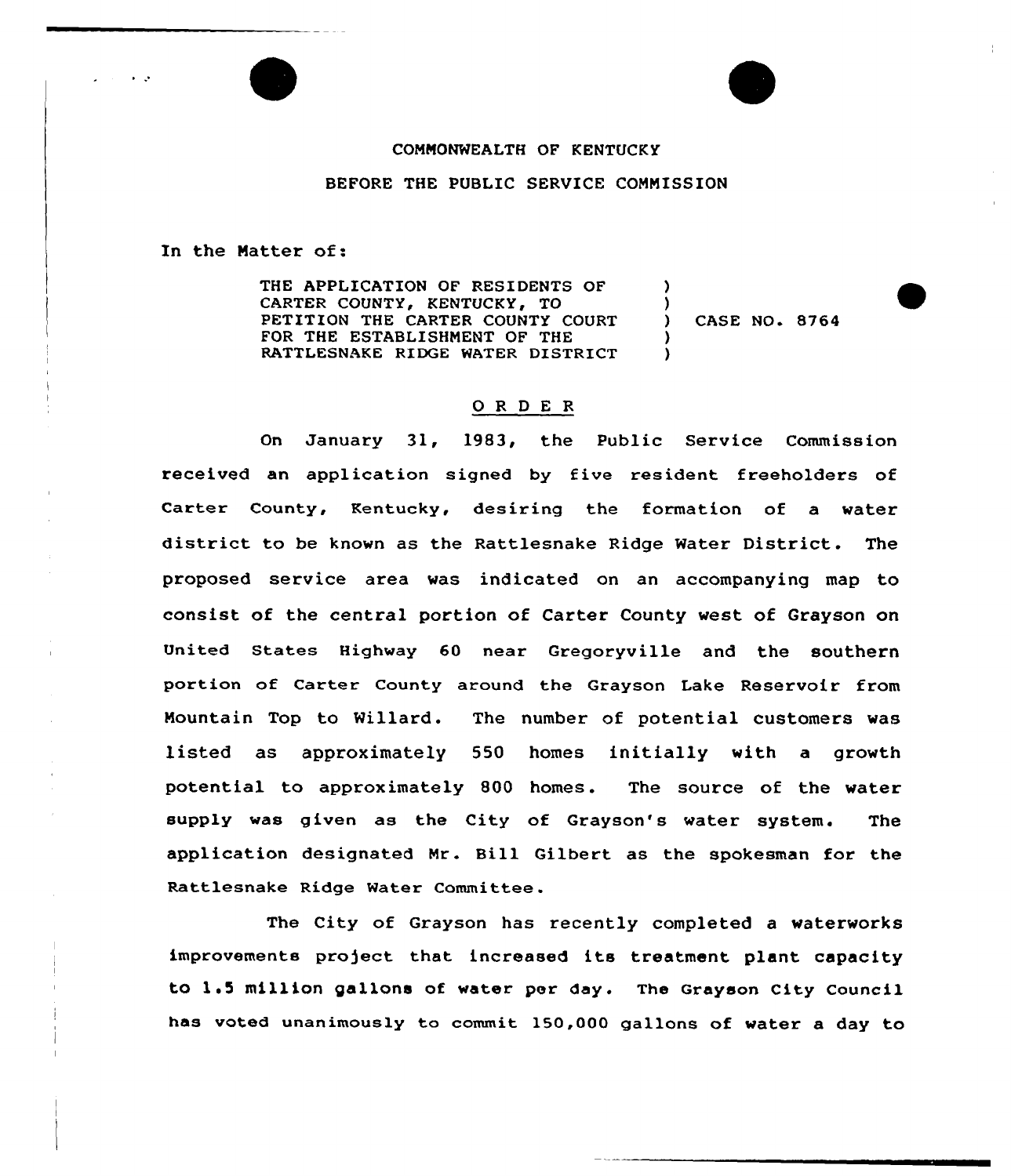COMMONWEALTH OF KENTUCKY

BEFORE THE PUBLIC SERVICE COMMISSION

In the Matter of:

THE APPLICATION OF RESIDENTS OF CARTER COUNTY, KENTUCKY, TO PETITION THE CARTER COUNTY COURT FOR THE ESTABLISHMENT OF THE RATTLESNAKE RIDGE WATER DISTRICT ) CASE NO. 8764

## O R D E R

On January 31, 1983, the Public Service Commission received an application signed by five resident freeholders of Carter County, Kentucky, desiring the formation of a water district to be known as the Rattlesnake Ridge Water District. The proposed service area was indicated on an accompanying map to consist of the central portion of Carter County west of Grayson on United States Highway 60 near Gregoryville and the southern portion of Carter County around the Grayson Lake Reservoir from Mountain Top to Willard. The number of potential customers was listed as approximately 550 homes initially with a growth potential to approximately 800 homes. The source of the water supply was given as the City of Grayson's water system. The application designated Mr. Bill Gilbert as the spokesman for the Rattlesnake Ridge Water Committee.

The City of Grayson has recently completed a waterworks improvements project that increased its treatment plant capacity to 1.5 million gallons of water per day. The Grayson City Council has voted unanimously to commit 150,000 gallons of water a day to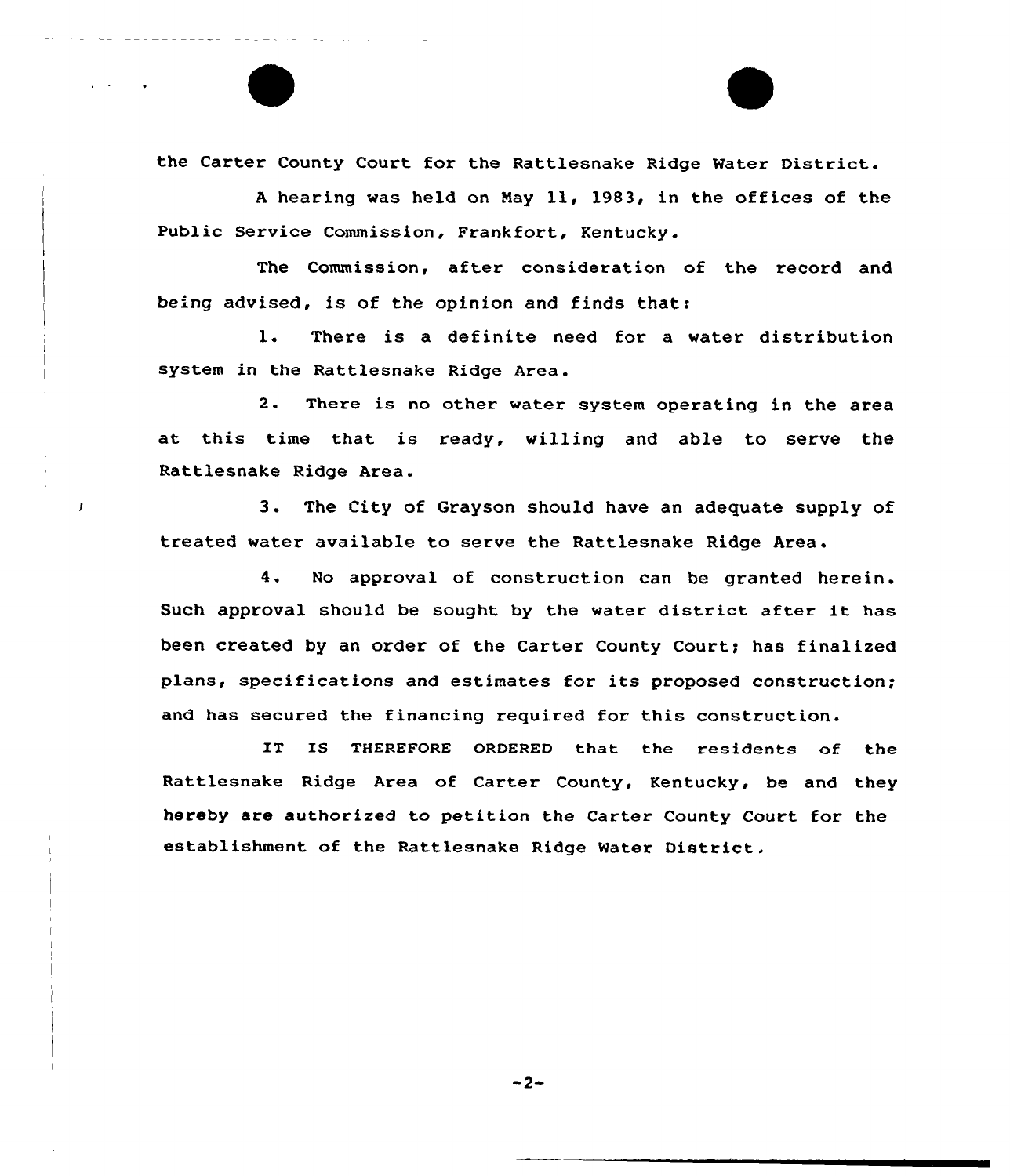the Carter County Court for the Rattlesnake Ridge Water District.

A hearing was held on May 11, 1983, in the offices of the Public Service Commission, Frankfort, Kentucky.

The Commission, after consideration of the record and being advised, is of the opinion and finds that:

1. There is a definite need for a water distribution system in the Rattlesnake Ridge Area.

2. There is no other water system operating in the area at this time that is ready, willing and able to serve the Rattlesnake Ridge Area.

3. The City of Grayson should have an adequate supply of treated water available to serve the Rattlesnake Ridge Area.

4. No approval of construction can be granted herein. Such approval should be sought by the water district after it has been created by an order of the Carter County Court; has finalized plans, specifications and estimates for its proposed construction; and has secured the financing required for this construction.

IT IS THEREFORE ORDERED that the residents of the Rattlesnake Ridge Area of Carter County, Kentucky, be and they hereby are authorized to petition the Carter County Court for the establishment of the Rattlesnake Ridge Water District.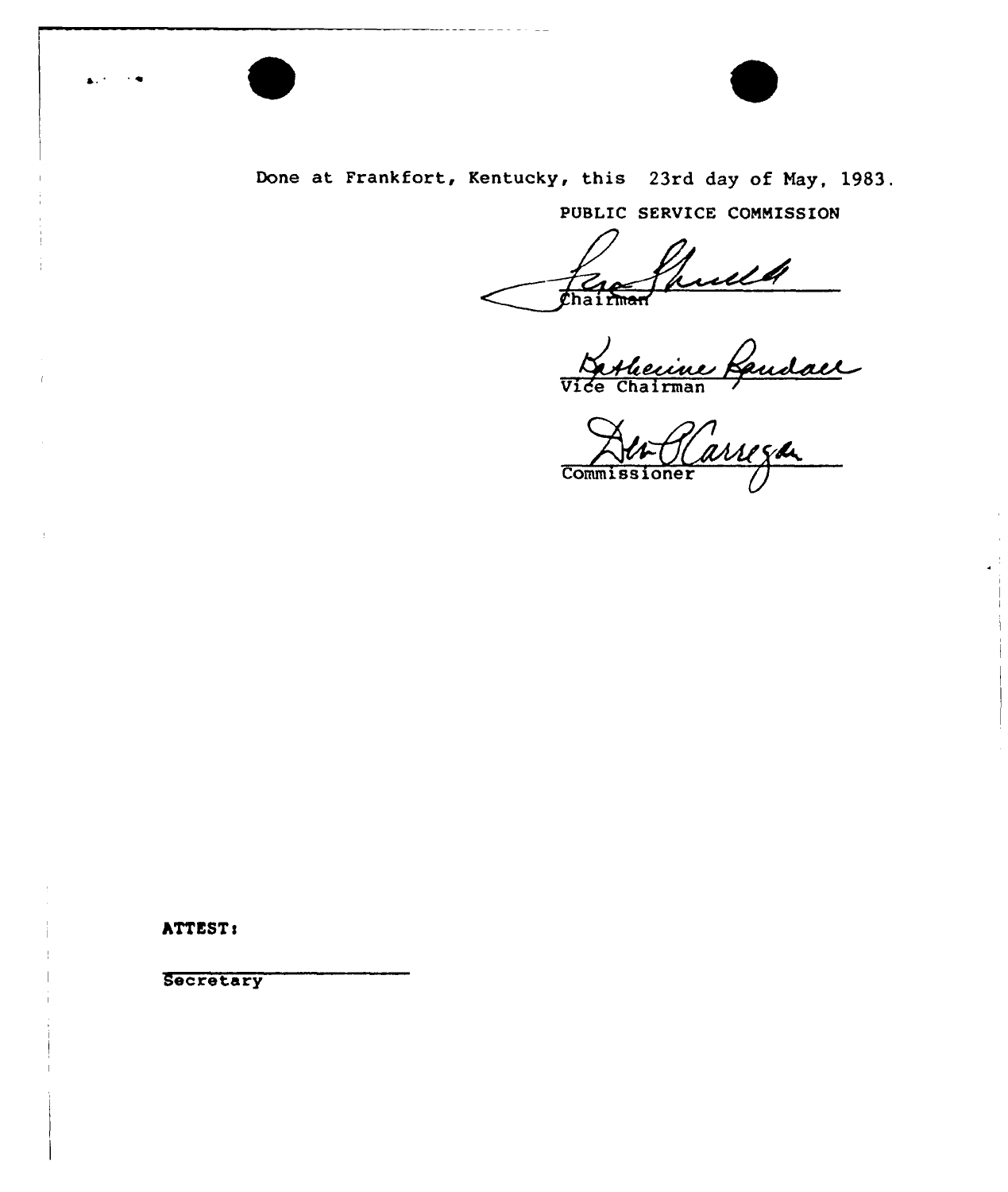Done at Frankfort, Kentucky, this 23rd day of May, 1983.

PUBLIC SERVICE COMMISSION

Chairman

Vice Chairman

Commissioner

ATTEST:

Secretary